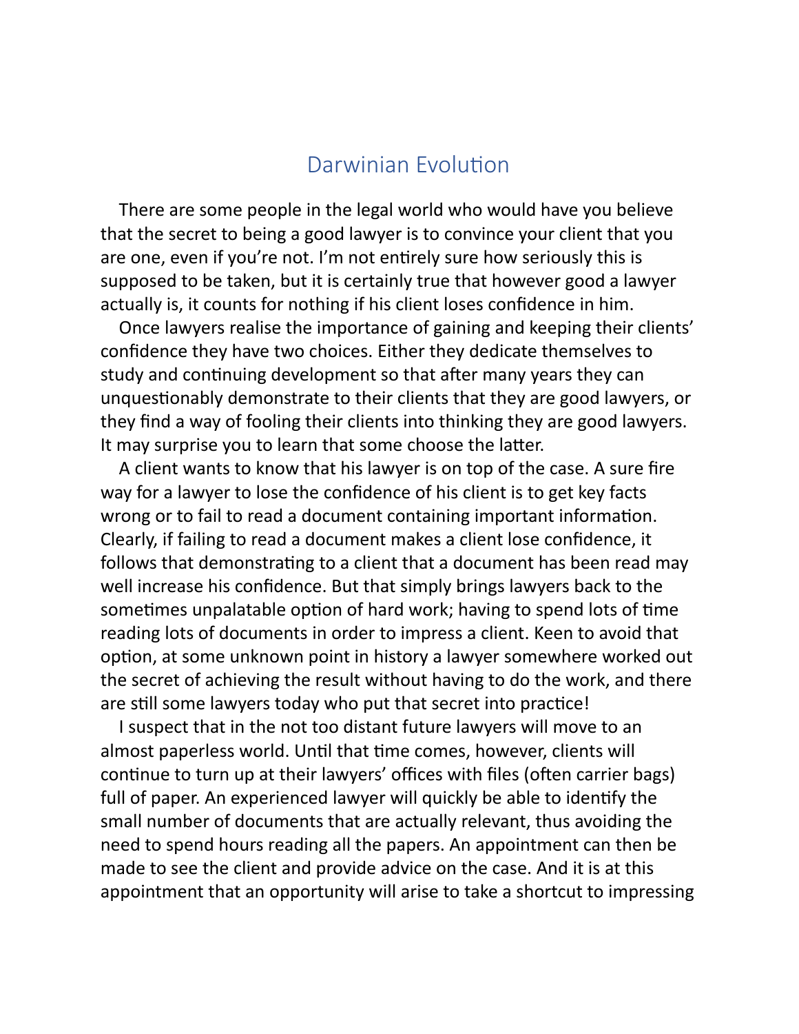# Darwinian Evolution

There are some people in the legal world who would have you believe that the secret to being a good lawyer is to convince your client that you are one, even if you're not. I'm not entirely sure how seriously this is supposed to be taken, but it is certainly true that however good a lawyer actually is, it counts for nothing if his client loses confidence in him.

Once lawyers realise the importance of gaining and keeping their clients' confidence they have two choices. Either they dedicate themselves to study and continuing development so that after many years they can unquestionably demonstrate to their clients that they are good lawyers, or they find a way of fooling their clients into thinking they are good lawyers. It may surprise you to learn that some choose the latter.

A client wants to know that his lawyer is on top of the case. A sure fire way for a lawyer to lose the confidence of his client is to get key facts wrong or to fail to read a document containing important information. Clearly, if failing to read a document makes a client lose confidence, it follows that demonstrating to a client that a document has been read may well increase his confidence. But that simply brings lawyers back to the sometimes unpalatable option of hard work; having to spend lots of time reading lots of documents in order to impress a client. Keen to avoid that option, at some unknown point in history a lawyer somewhere worked out the secret of achieving the result without having to do the work, and there are still some lawyers today who put that secret into practice!

I suspect that in the not too distant future lawyers will move to an almost paperless world. Until that time comes, however, clients will continue to turn up at their lawyers' offices with files (often carrier bags) full of paper. An experienced lawyer will quickly be able to identify the small number of documents that are actually relevant, thus avoiding the need to spend hours reading all the papers. An appointment can then be made to see the client and provide advice on the case. And it is at this appointment that an opportunity will arise to take a shortcut to impressing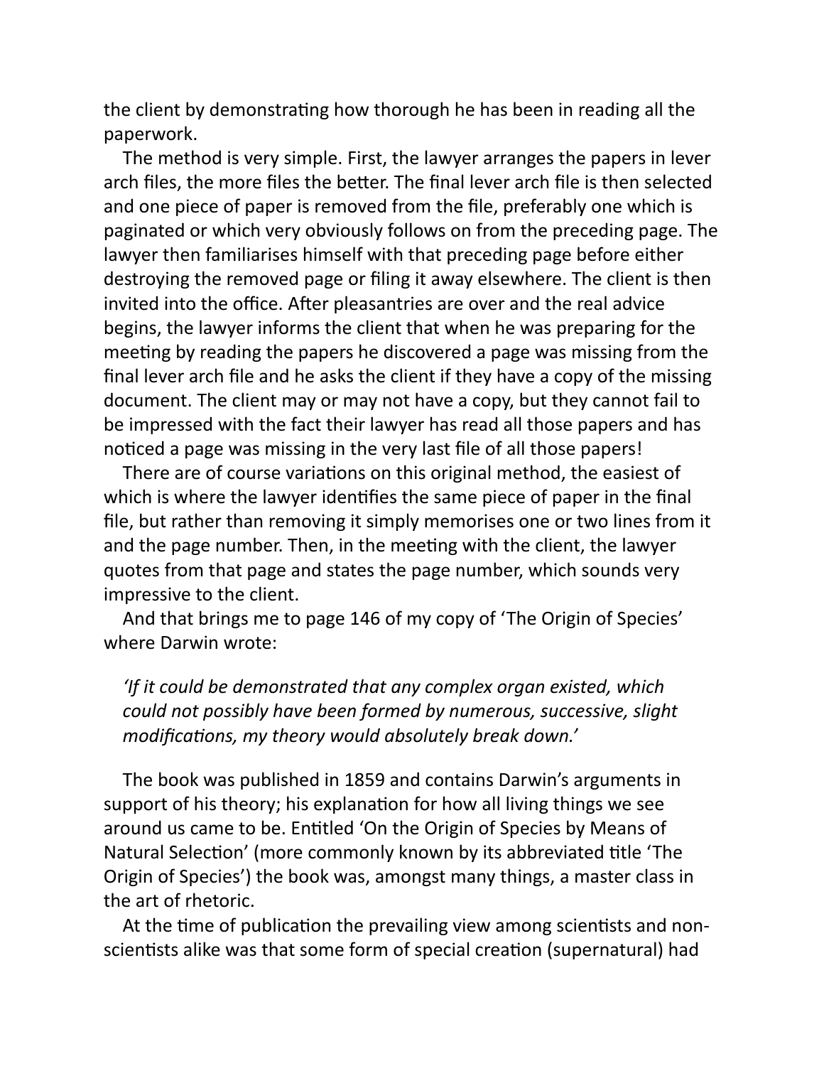the client by demonstrating how thorough he has been in reading all the paperwork.

The method is very simple. First, the lawyer arranges the papers in lever arch files, the more files the better. The final lever arch file is then selected and one piece of paper is removed from the file, preferably one which is paginated or which very obviously follows on from the preceding page. The lawyer then familiarises himself with that preceding page before either destroying the removed page or filing it away elsewhere. The client is then invited into the office. After pleasantries are over and the real advice begins, the lawyer informs the client that when he was preparing for the meeting by reading the papers he discovered a page was missing from the final lever arch file and he asks the client if they have a copy of the missing document. The client may or may not have a copy, but they cannot fail to be impressed with the fact their lawyer has read all those papers and has noticed a page was missing in the very last file of all those papers!

There are of course variations on this original method, the easiest of which is where the lawyer identifies the same piece of paper in the final file, but rather than removing it simply memorises one or two lines from it and the page number. Then, in the meeting with the client, the lawyer quotes from that page and states the page number, which sounds very impressive to the client.

And that brings me to page 146 of my copy of 'The Origin of Species' where Darwin wrote:

> *'If it could be demonstrated that any complex organ existed, which could not possibly have been formed by numerous, successive, slight modifications, my theory would absolutely break down.'*

The book was published in 1859 and contains Darwin's arguments in support of his theory; his explanation for how all living things we see around us came to be. Entitled 'On the Origin of Species by Means of Natural Selection' (more commonly known by its abbreviated title 'The Origin of Species') the book was, amongst many things, a master class in the art of rhetoric.

At the time of publication the prevailing view among scientists and non-scientists alike was that some form of special creation (supernatural) had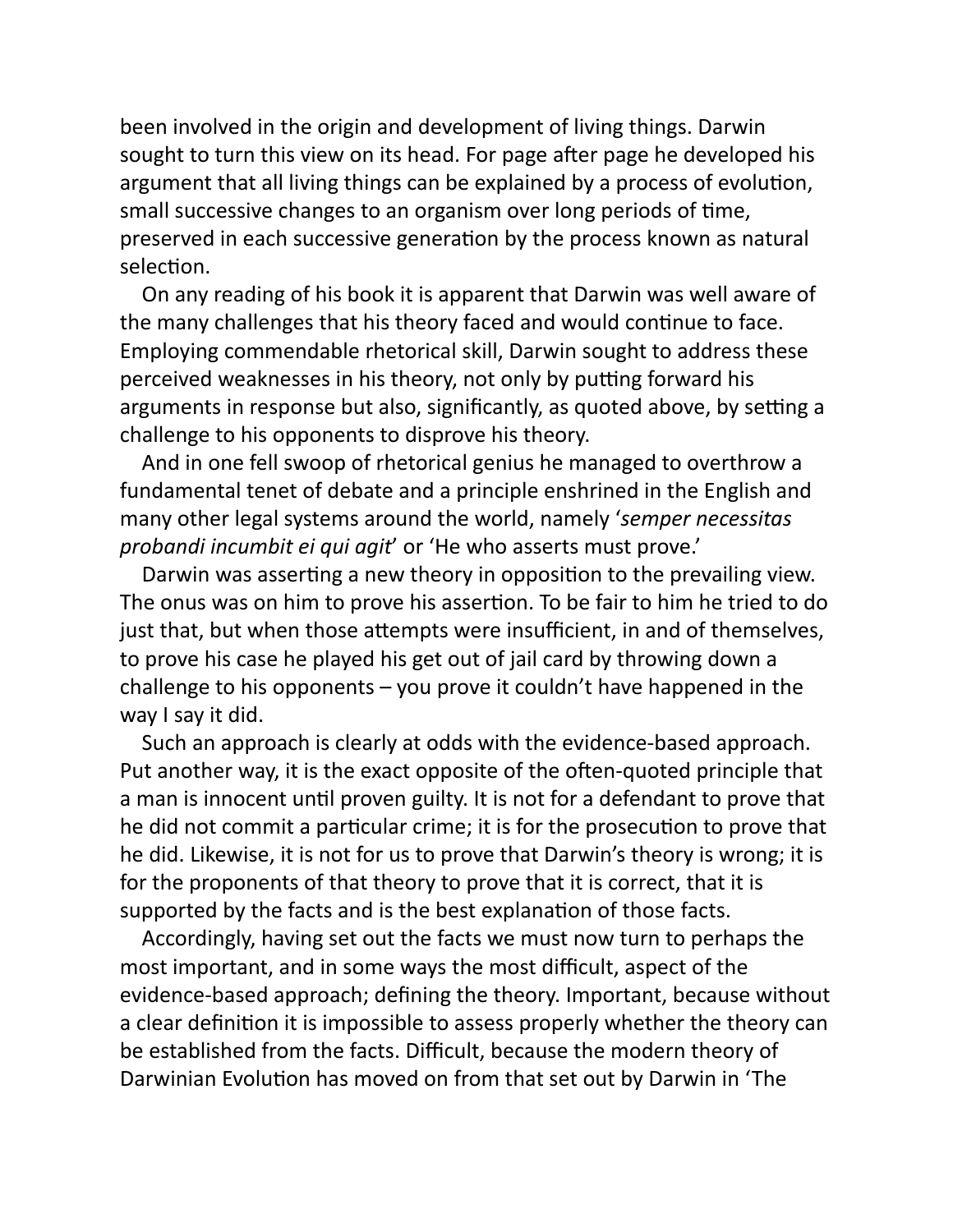been involved in the origin and development of living things. Darwin sought to turn this view on its head. For page after page he developed his argument that all living things can be explained by a process of evolution, small successive changes to an organism over long periods of time, preserved in each successive generation by the process known as natural selection.

On any reading of his book it is apparent that Darwin was well aware of the many challenges that his theory faced and would continue to face. Employing commendable rhetorical skill, Darwin sought to address these perceived weaknesses in his theory, not only by putting forward his arguments in response but also, significantly, as quoted above, by setting a challenge to his opponents to disprove his theory.

And in one fell swoop of rhetorical genius he managed to overthrow a fundamental tenet of debate and a principle enshrined in the English and many other legal systems around the world, namely '*semper necessitas probandi incumbit ei qui agit*' or 'He who asserts must prove.'

Darwin was asserting a new theory in opposition to the prevailing view. The onus was on him to prove his assertion. To be fair to him he tried to do just that, but when those attempts were insufficient, in and of themselves, to prove his case he played his get out of jail card by throwing down a challenge to his opponents – you prove it couldn't have happened in the way I say it did.

Such an approach is clearly at odds with the evidence-based approach. Put another way, it is the exact opposite of the often-quoted principle that a man is innocent until proven guilty. It is not for a defendant to prove that he did not commit a particular crime; it is for the prosecution to prove that he did. Likewise, it is not for us to prove that Darwin's theory is wrong; it is for the proponents of that theory to prove that it is correct, that it is supported by the facts and is the best explanation of those facts.

Accordingly, having set out the facts we must now turn to perhaps the most important, and in some ways the most difficult, aspect of the evidence-based approach; defining the theory. Important, because without a clear definition it is impossible to assess properly whether the theory can be established from the facts. Difficult, because the modern theory of Darwinian Evolution has moved on from that set out by Darwin in 'The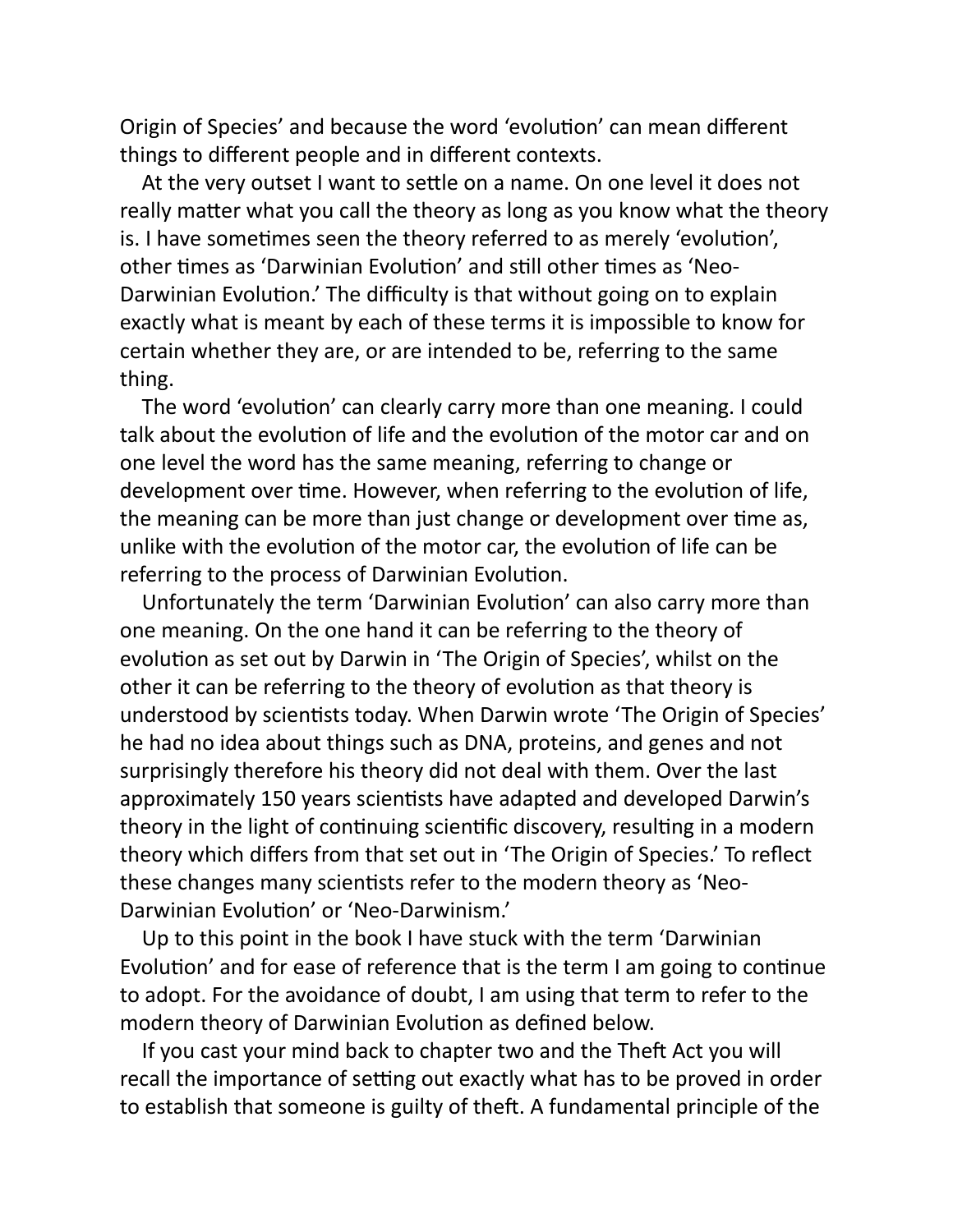Origin of Species' and because the word 'evolution' can mean different things to different people and in different contexts.

At the very outset I want to settle on a name. On one level it does not really matter what you call the theory as long as you know what the theory is. I have sometimes seen the theory referred to as merely 'evolution', other times as 'Darwinian Evolution' and still other times as 'Neo-Darwinian Evolution.' The difficulty is that without going on to explain exactly what is meant by each of these terms it is impossible to know for certain whether they are, or are intended to be, referring to the same thing.

The word 'evolution' can clearly carry more than one meaning. I could talk about the evolution of life and the evolution of the motor car and on one level the word has the same meaning, referring to change or development over time. However, when referring to the evolution of life, the meaning can be more than just change or development over time as, unlike with the evolution of the motor car, the evolution of life can be referring to the process of Darwinian Evolution.

Unfortunately the term 'Darwinian Evolution' can also carry more than one meaning. On the one hand it can be referring to the theory of evolution as set out by Darwin in 'The Origin of Species', whilst on the other it can be referring to the theory of evolution as that theory is understood by scientists today. When Darwin wrote 'The Origin of Species' he had no idea about things such as DNA, proteins, and genes and not surprisingly therefore his theory did not deal with them. Over the last approximately 150 years scientists have adapted and developed Darwin's theory in the light of continuing scientific discovery, resulting in a modern theory which differs from that set out in 'The Origin of Species.' To reflect these changes many scientists refer to the modern theory as 'Neo-Darwinian Evolution' or 'Neo-Darwinism.'

Up to this point in the book I have stuck with the term 'Darwinian Evolution' and for ease of reference that is the term I am going to continue to adopt. For the avoidance of doubt, I am using that term to refer to the modern theory of Darwinian Evolution as defined below.

If you cast your mind back to chapter two and the Theft Act you will recall the importance of setting out exactly what has to be proved in order to establish that someone is guilty of theft. A fundamental principle of the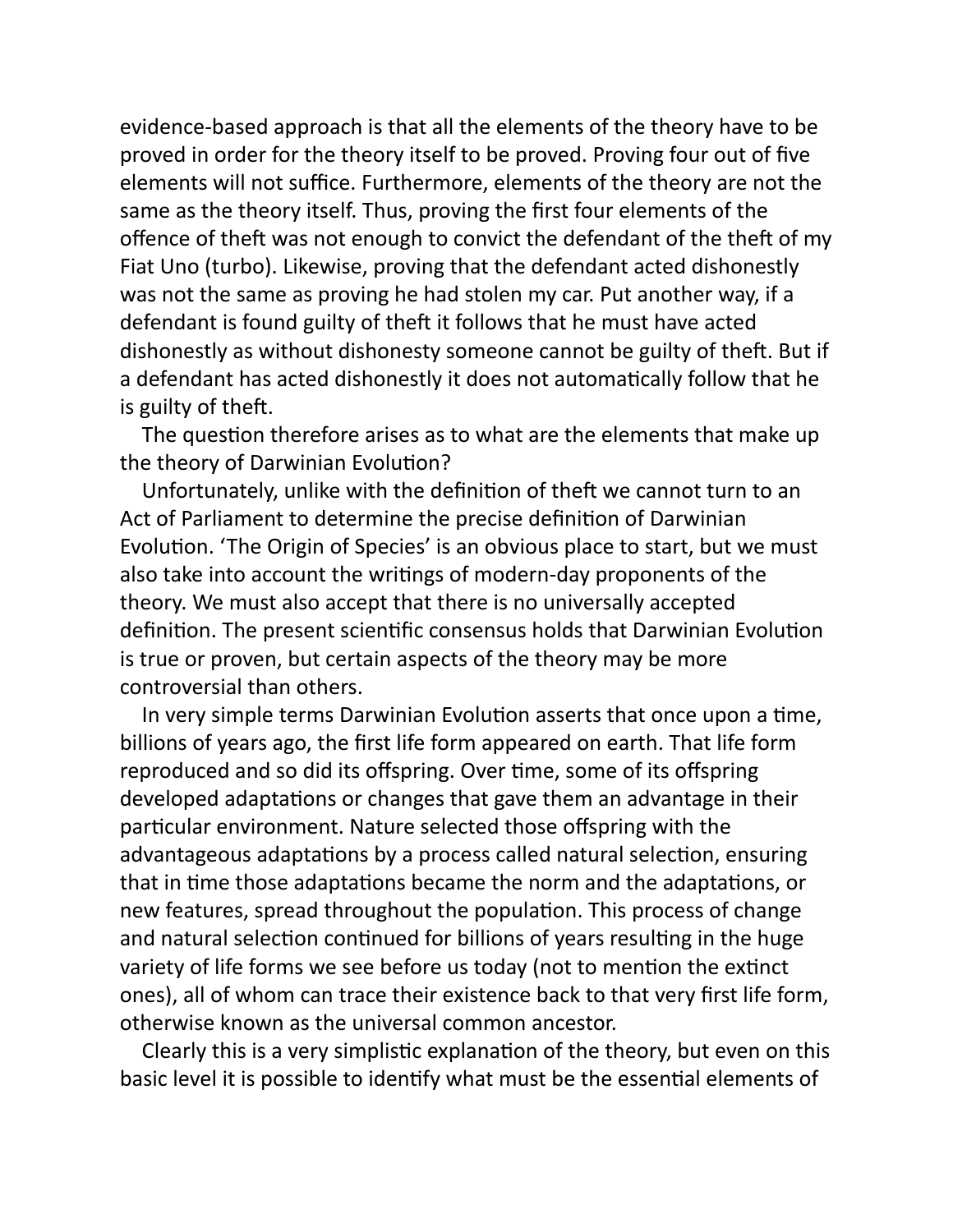evidence-based approach is that all the elements of the theory have to be proved in order for the theory itself to be proved. Proving four out of five elements will not suffice. Furthermore, elements of the theory are not the same as the theory itself. Thus, proving the first four elements of the offence of theft was not enough to convict the defendant of the theft of my Fiat Uno (turbo). Likewise, proving that the defendant acted dishonestly was not the same as proving he had stolen my car. Put another way, if a defendant is found guilty of theft it follows that he must have acted dishonestly as without dishonesty someone cannot be guilty of theft. But if a defendant has acted dishonestly it does not automatically follow that he is guilty of theft.

The question therefore arises as to what are the elements that make up the theory of Darwinian Evolution?

Unfortunately, unlike with the definition of theft we cannot turn to an Act of Parliament to determine the precise definition of Darwinian Evolution. 'The Origin of Species' is an obvious place to start, but we must also take into account the writings of modern-day proponents of the theory. We must also accept that there is no universally accepted definition. The present scientific consensus holds that Darwinian Evolution is true or proven, but certain aspects of the theory may be more controversial than others.

In very simple terms Darwinian Evolution asserts that once upon a time, billions of years ago, the first life form appeared on earth. That life form reproduced and so did its offspring. Over time, some of its offspring developed adaptations or changes that gave them an advantage in their particular environment. Nature selected those offspring with the advantageous adaptations by a process called natural selection, ensuring that in time those adaptations became the norm and the adaptations, or new features, spread throughout the population. This process of change and natural selection continued for billions of years resulting in the huge variety of life forms we see before us today (not to mention the extinct ones), all of whom can trace their existence back to that very first life form, otherwise known as the universal common ancestor.

Clearly this is a very simplistic explanation of the theory, but even on this basic level it is possible to identify what must be the essential elements of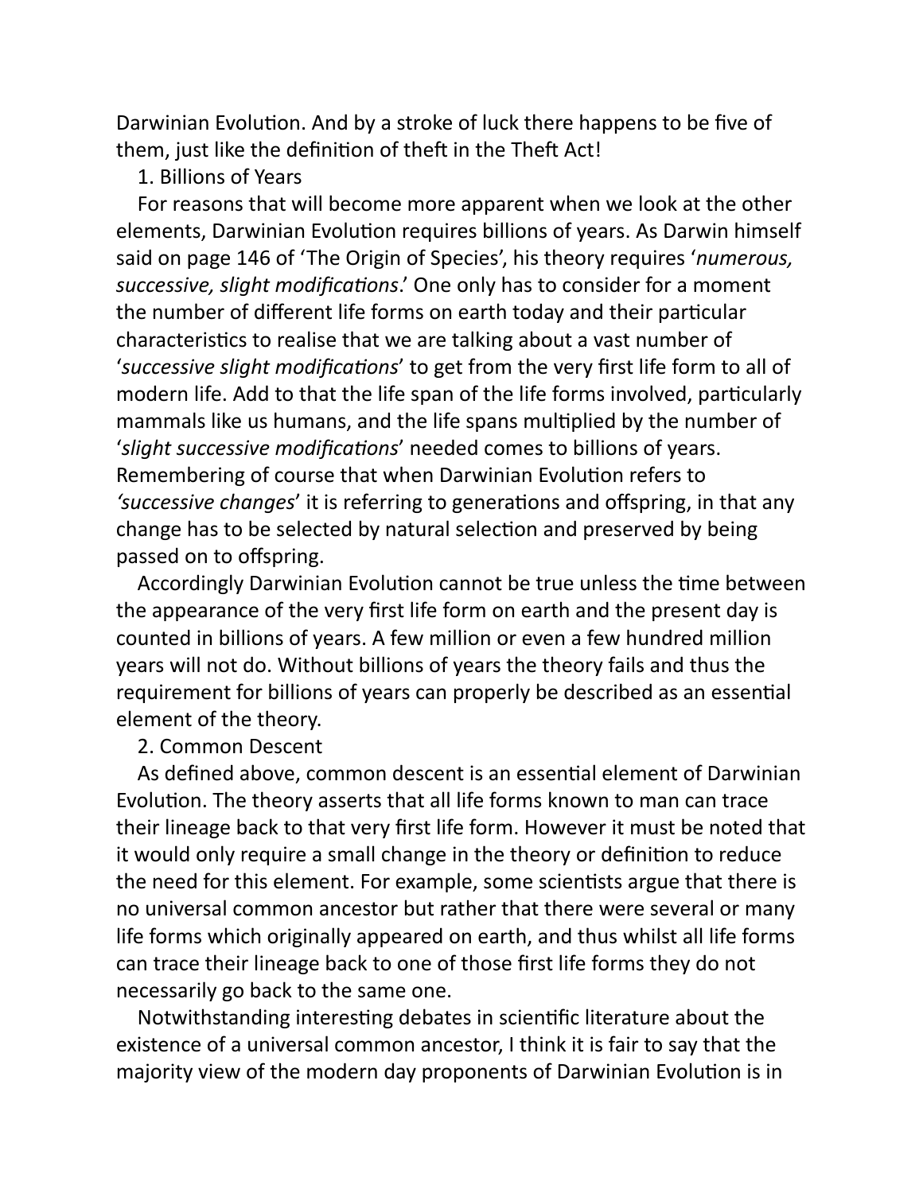Darwinian Evolution. And by a stroke of luck there happens to be five of them, just like the definition of theft in the Theft Act!

1. Billions of Years

For reasons that will become more apparent when we look at the other elements, Darwinian Evolution requires billions of years. As Darwin himself said on page 146 of 'The Origin of Species', his theory requires '*numerous, successive, slight modifications*.' One only has to consider for a moment the number of different life forms on earth today and their particular characteristics to realise that we are talking about a vast number of '*successive slight modifications*' to get from the very first life form to all of modern life. Add to that the life span of the life forms involved, particularly mammals like us humans, and the life spans multiplied by the number of '*slight successive modifications*' needed comes to billions of years. Remembering of course that when Darwinian Evolution refers to *'successive changes*' it is referring to generations and offspring, in that any change has to be selected by natural selection and preserved by being passed on to offspring.

Accordingly Darwinian Evolution cannot be true unless the time between the appearance of the very first life form on earth and the present day is counted in billions of years. A few million or even a few hundred million years will not do. Without billions of years the theory fails and thus the requirement for billions of years can properly be described as an essential element of the theory.

2. Common Descent

As defined above, common descent is an essential element of Darwinian Evolution. The theory asserts that all life forms known to man can trace their lineage back to that very first life form. However it must be noted that it would only require a small change in the theory or definition to reduce the need for this element. For example, some scientists argue that there is no universal common ancestor but rather that there were several or many life forms which originally appeared on earth, and thus whilst all life forms can trace their lineage back to one of those first life forms they do not necessarily go back to the same one.

Notwithstanding interesting debates in scientific literature about the existence of a universal common ancestor, I think it is fair to say that the majority view of the modern day proponents of Darwinian Evolution is in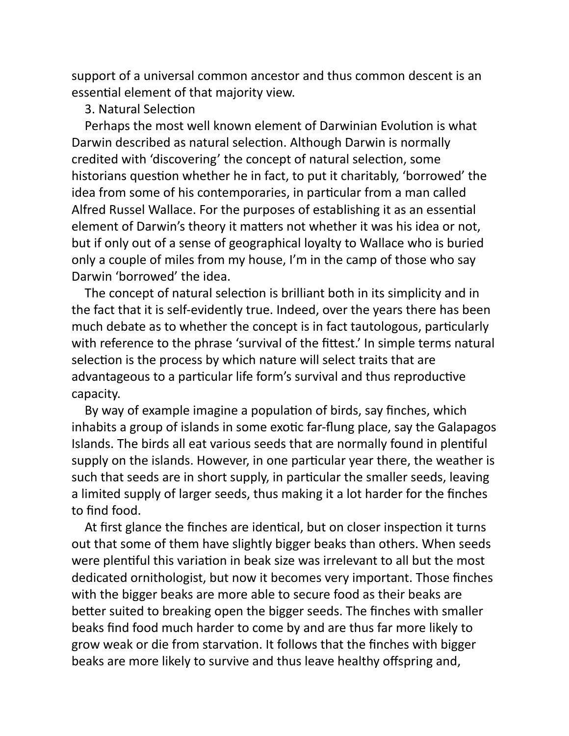support of a universal common ancestor and thus common descent is an essential element of that majority view.

### 3. Natural Selection

Perhaps the most well known element of Darwinian Evolution is what Darwin described as natural selection. Although Darwin is normally credited with 'discovering' the concept of natural selection, some historians question whether he in fact, to put it charitably, 'borrowed' the idea from some of his contemporaries, in particular from a man called Alfred Russel Wallace. For the purposes of establishing it as an essential element of Darwin's theory it matters not whether it was his idea or not, but if only out of a sense of geographical loyalty to Wallace who is buried only a couple of miles from my house, I'm in the camp of those who say Darwin 'borrowed' the idea.

The concept of natural selection is brilliant both in its simplicity and in the fact that it is self-evidently true. Indeed, over the years there has been much debate as to whether the concept is in fact tautologous, particularly with reference to the phrase 'survival of the fittest.' In simple terms natural selection is the process by which nature will select traits that are advantageous to a particular life form's survival and thus reproductive capacity.

By way of example imagine a population of birds, say finches, which inhabits a group of islands in some exotic far-flung place, say the Galapagos Islands. The birds all eat various seeds that are normally found in plentiful supply on the islands. However, in one particular year there, the weather is such that seeds are in short supply, in particular the smaller seeds, leaving a limited supply of larger seeds, thus making it a lot harder for the finches to find food.

At first glance the finches are identical, but on closer inspection it turns out that some of them have slightly bigger beaks than others. When seeds were plentiful this variation in beak size was irrelevant to all but the most dedicated ornithologist, but now it becomes very important. Those finches with the bigger beaks are more able to secure food as their beaks are better suited to breaking open the bigger seeds. The finches with smaller beaks find food much harder to come by and are thus far more likely to grow weak or die from starvation. It follows that the finches with bigger beaks are more likely to survive and thus leave healthy offspring and,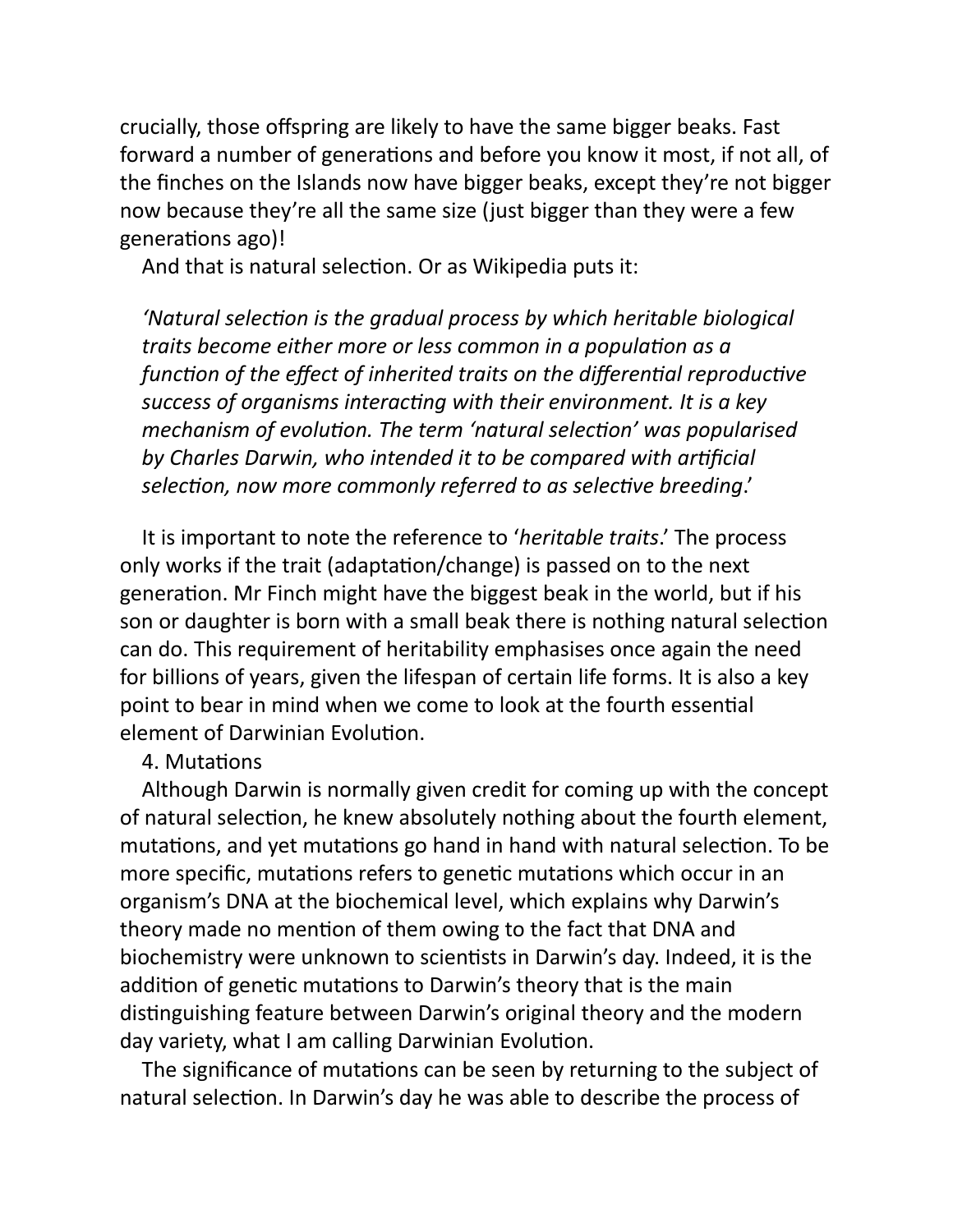crucially, those offspring are likely to have the same bigger beaks. Fast forward a number of generations and before you know it most, if not all, of the finches on the Islands now have bigger beaks, except they're not bigger now because they're all the same size (just bigger than they were a few generations ago)!

And that is natural selection. Or as Wikipedia puts it:

> *'Natural selection is the gradual process by which heritable biological traits become either more or less common in a population as a function of the effect of inherited traits on the differential reproductive success of organisms interacting with their environment. It is a key mechanism of evolution. The term 'natural selection' was popularised by Charles Darwin, who intended it to be compared with artificial selection, now more commonly referred to as selective breeding*.'

It is important to note the reference to '*heritable traits*.' The process only works if the trait (adaptation/change) is passed on to the next generation. Mr Finch might have the biggest beak in the world, but if his son or daughter is born with a small beak there is nothing natural selection can do. This requirement of heritability emphasises once again the need for billions of years, given the lifespan of certain life forms. It is also a key point to bear in mind when we come to look at the fourth essential element of Darwinian Evolution.

4. Mutations

Although Darwin is normally given credit for coming up with the concept of natural selection, he knew absolutely nothing about the fourth element, mutations, and yet mutations go hand in hand with natural selection. To be more specific, mutations refers to genetic mutations which occur in an organism's DNA at the biochemical level, which explains why Darwin's theory made no mention of them owing to the fact that DNA and biochemistry were unknown to scientists in Darwin's day. Indeed, it is the addition of genetic mutations to Darwin's theory that is the main distinguishing feature between Darwin's original theory and the modern day variety, what I am calling Darwinian Evolution.

The significance of mutations can be seen by returning to the subject of natural selection. In Darwin's day he was able to describe the process of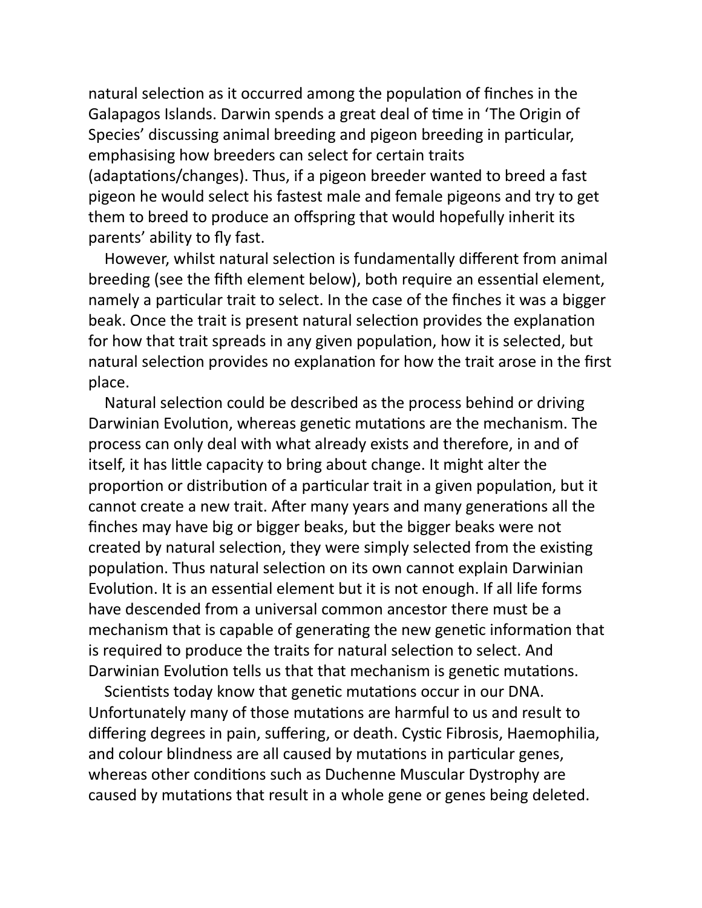natural selection as it occurred among the population of finches in the Galapagos Islands. Darwin spends a great deal of time in 'The Origin of Species' discussing animal breeding and pigeon breeding in particular, emphasising how breeders can select for certain traits (adaptations/changes). Thus, if a pigeon breeder wanted to breed a fast pigeon he would select his fastest male and female pigeons and try to get them to breed to produce an offspring that would hopefully inherit its parents' ability to fly fast.

However, whilst natural selection is fundamentally different from animal breeding (see the fifth element below), both require an essential element, namely a particular trait to select. In the case of the finches it was a bigger beak. Once the trait is present natural selection provides the explanation for how that trait spreads in any given population, how it is selected, but natural selection provides no explanation for how the trait arose in the first place.

Natural selection could be described as the process behind or driving Darwinian Evolution, whereas genetic mutations are the mechanism. The process can only deal with what already exists and therefore, in and of itself, it has little capacity to bring about change. It might alter the proportion or distribution of a particular trait in a given population, but it cannot create a new trait. After many years and many generations all the finches may have big or bigger beaks, but the bigger beaks were not created by natural selection, they were simply selected from the existing population. Thus natural selection on its own cannot explain Darwinian Evolution. It is an essential element but it is not enough. If all life forms have descended from a universal common ancestor there must be a mechanism that is capable of generating the new genetic information that is required to produce the traits for natural selection to select. And Darwinian Evolution tells us that that mechanism is genetic mutations.

Scientists today know that genetic mutations occur in our DNA. Unfortunately many of those mutations are harmful to us and result to differing degrees in pain, suffering, or death. Cystic Fibrosis, Haemophilia, and colour blindness are all caused by mutations in particular genes, whereas other conditions such as Duchenne Muscular Dystrophy are caused by mutations that result in a whole gene or genes being deleted.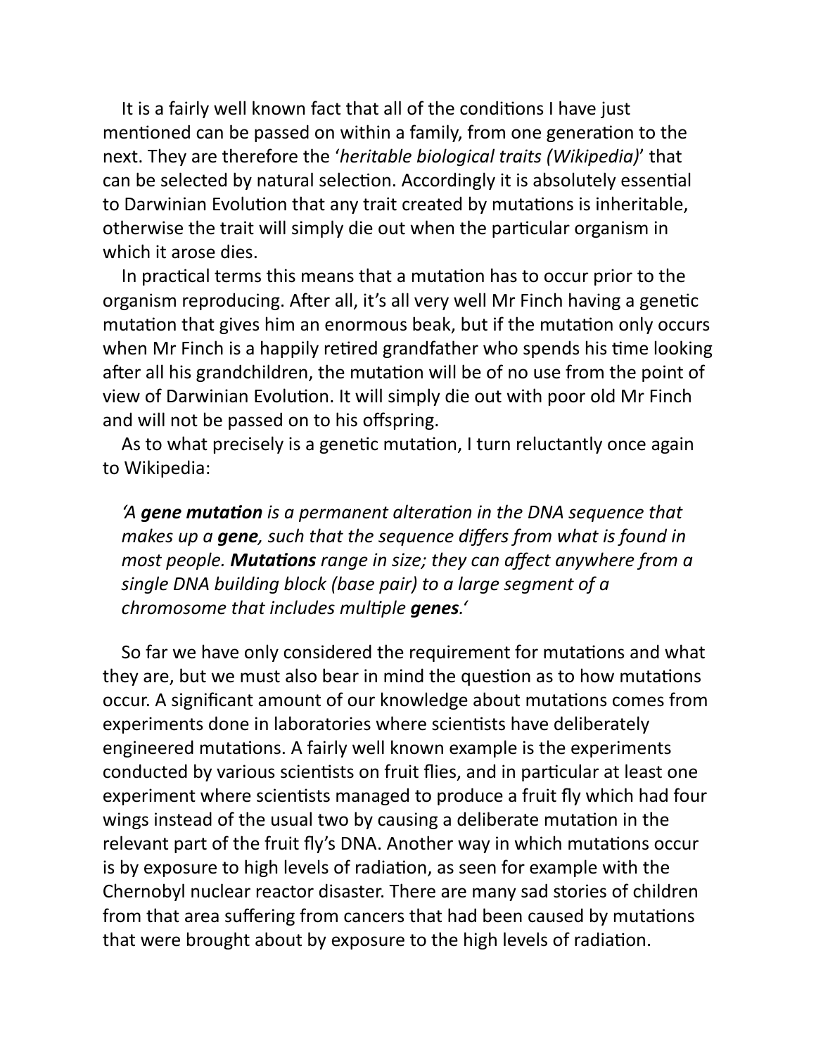It is a fairly well known fact that all of the conditions I have just mentioned can be passed on within a family, from one generation to the next. They are therefore the '*heritable biological traits (Wikipedia)*' that can be selected by natural selection. Accordingly it is absolutely essential to Darwinian Evolution that any trait created by mutations is inheritable, otherwise the trait will simply die out when the particular organism in which it arose dies.

In practical terms this means that a mutation has to occur prior to the organism reproducing. After all, it's all very well Mr Finch having a genetic mutation that gives him an enormous beak, but if the mutation only occurs when Mr Finch is a happily retired grandfather who spends his time looking after all his grandchildren, the mutation will be of no use from the point of view of Darwinian Evolution. It will simply die out with poor old Mr Finch and will not be passed on to his offspring.

As to what precisely is a genetic mutation, I turn reluctantly once again to Wikipedia:

> *'A **gene mutation** is a permanent alteration in the DNA sequence that makes up a **gene**, such that the sequence differs from what is found in most people. **Mutations** range in size; they can affect anywhere from a single DNA building block (base pair) to a large segment of a chromosome that includes multiple **genes**.'*

So far we have only considered the requirement for mutations and what they are, but we must also bear in mind the question as to how mutations occur. A significant amount of our knowledge about mutations comes from experiments done in laboratories where scientists have deliberately engineered mutations. A fairly well known example is the experiments conducted by various scientists on fruit flies, and in particular at least one experiment where scientists managed to produce a fruit fly which had four wings instead of the usual two by causing a deliberate mutation in the relevant part of the fruit fly's DNA. Another way in which mutations occur is by exposure to high levels of radiation, as seen for example with the Chernobyl nuclear reactor disaster. There are many sad stories of children from that area suffering from cancers that had been caused by mutations that were brought about by exposure to the high levels of radiation.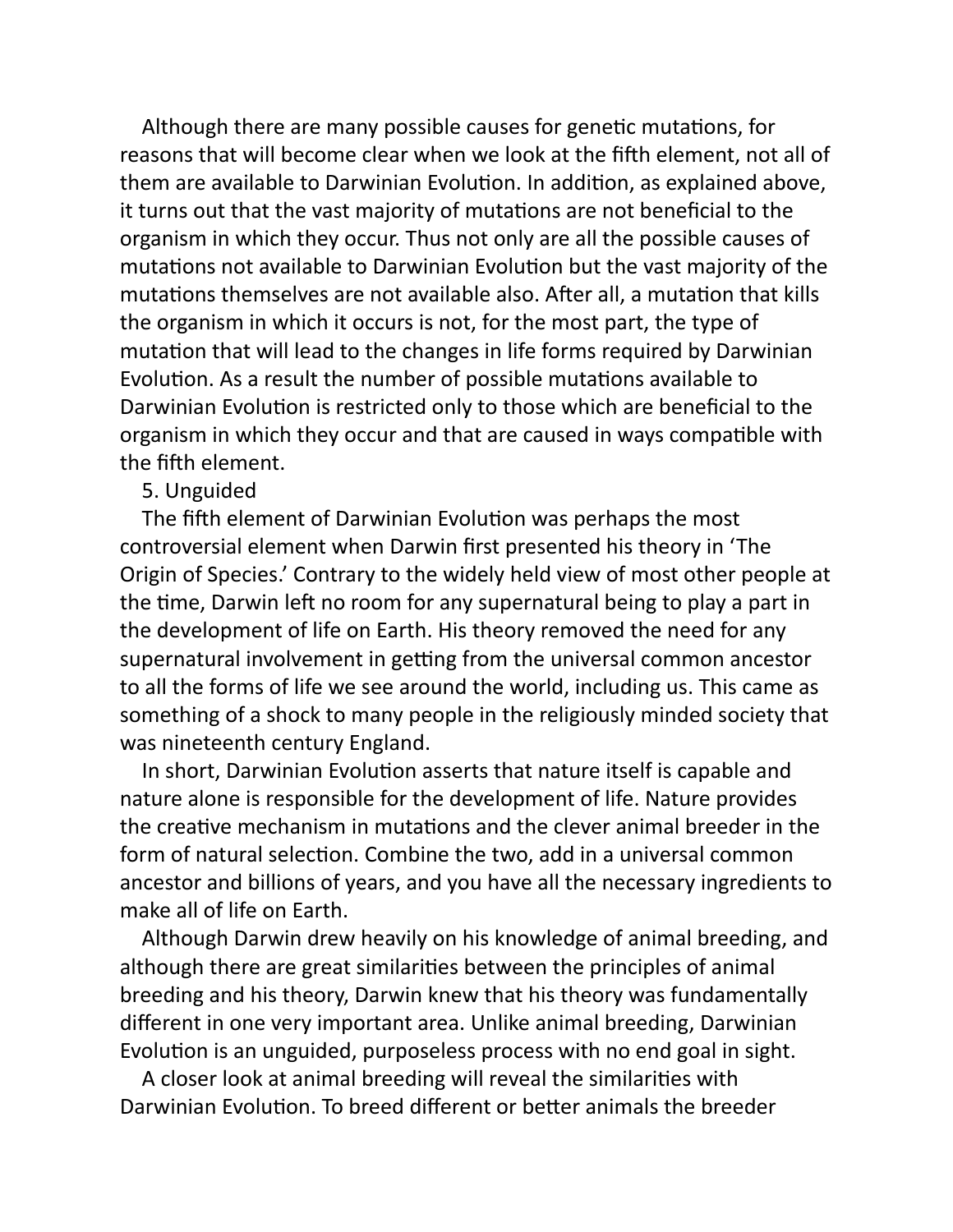Although there are many possible causes for genetic mutations, for reasons that will become clear when we look at the fifth element, not all of them are available to Darwinian Evolution. In addition, as explained above, it turns out that the vast majority of mutations are not beneficial to the organism in which they occur. Thus not only are all the possible causes of mutations not available to Darwinian Evolution but the vast majority of the mutations themselves are not available also. After all, a mutation that kills the organism in which it occurs is not, for the most part, the type of mutation that will lead to the changes in life forms required by Darwinian Evolution. As a result the number of possible mutations available to Darwinian Evolution is restricted only to those which are beneficial to the organism in which they occur and that are caused in ways compatible with the fifth element.

5. Unguided

The fifth element of Darwinian Evolution was perhaps the most controversial element when Darwin first presented his theory in 'The Origin of Species.' Contrary to the widely held view of most other people at the time, Darwin left no room for any supernatural being to play a part in the development of life on Earth. His theory removed the need for any supernatural involvement in getting from the universal common ancestor to all the forms of life we see around the world, including us. This came as something of a shock to many people in the religiously minded society that was nineteenth century England.

In short, Darwinian Evolution asserts that nature itself is capable and nature alone is responsible for the development of life. Nature provides the creative mechanism in mutations and the clever animal breeder in the form of natural selection. Combine the two, add in a universal common ancestor and billions of years, and you have all the necessary ingredients to make all of life on Earth.

Although Darwin drew heavily on his knowledge of animal breeding, and although there are great similarities between the principles of animal breeding and his theory, Darwin knew that his theory was fundamentally different in one very important area. Unlike animal breeding, Darwinian Evolution is an unguided, purposeless process with no end goal in sight.

A closer look at animal breeding will reveal the similarities with Darwinian Evolution. To breed different or better animals the breeder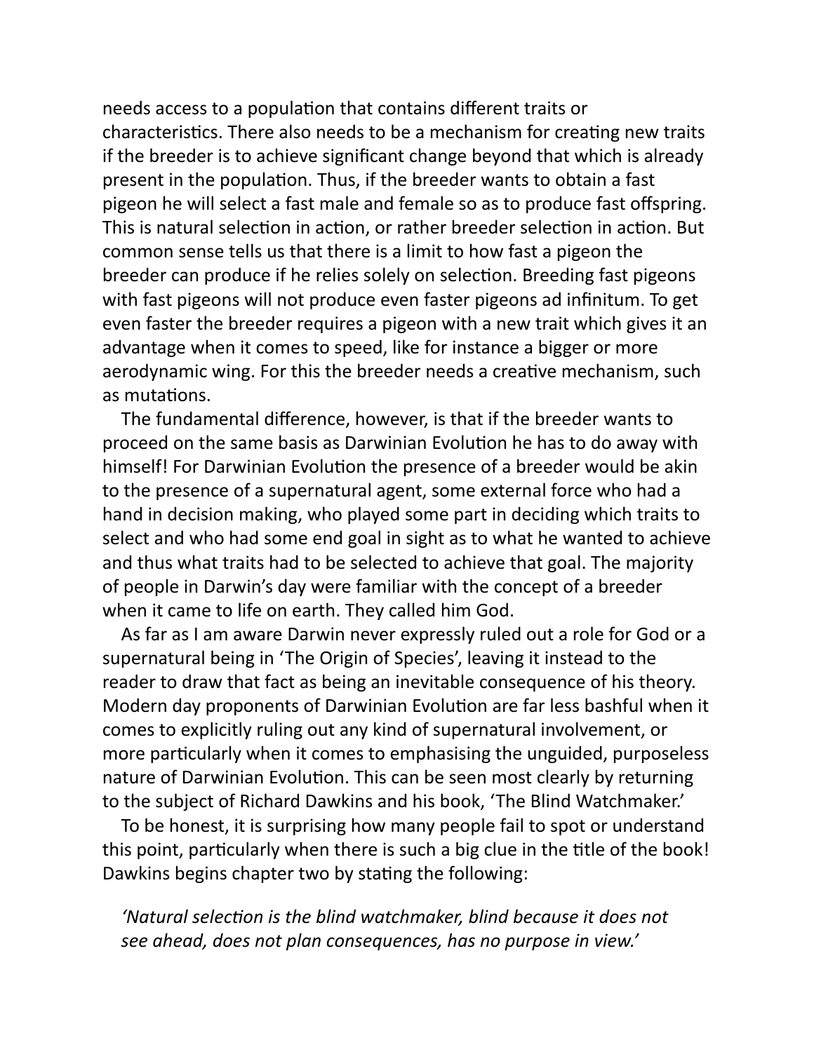needs access to a population that contains different traits or characteristics. There also needs to be a mechanism for creating new traits if the breeder is to achieve significant change beyond that which is already present in the population. Thus, if the breeder wants to obtain a fast pigeon he will select a fast male and female so as to produce fast offspring. This is natural selection in action, or rather breeder selection in action. But common sense tells us that there is a limit to how fast a pigeon the breeder can produce if he relies solely on selection. Breeding fast pigeons with fast pigeons will not produce even faster pigeons ad infinitum. To get even faster the breeder requires a pigeon with a new trait which gives it an advantage when it comes to speed, like for instance a bigger or more aerodynamic wing. For this the breeder needs a creative mechanism, such as mutations.

The fundamental difference, however, is that if the breeder wants to proceed on the same basis as Darwinian Evolution he has to do away with himself! For Darwinian Evolution the presence of a breeder would be akin to the presence of a supernatural agent, some external force who had a hand in decision making, who played some part in deciding which traits to select and who had some end goal in sight as to what he wanted to achieve and thus what traits had to be selected to achieve that goal. The majority of people in Darwin's day were familiar with the concept of a breeder when it came to life on earth. They called him God.

As far as I am aware Darwin never expressly ruled out a role for God or a supernatural being in 'The Origin of Species', leaving it instead to the reader to draw that fact as being an inevitable consequence of his theory. Modern day proponents of Darwinian Evolution are far less bashful when it comes to explicitly ruling out any kind of supernatural involvement, or more particularly when it comes to emphasising the unguided, purposeless nature of Darwinian Evolution. This can be seen most clearly by returning to the subject of Richard Dawkins and his book, 'The Blind Watchmaker.'

To be honest, it is surprising how many people fail to spot or understand this point, particularly when there is such a big clue in the title of the book! Dawkins begins chapter two by stating the following:

> *'Natural selection is the blind watchmaker, blind because it does not see ahead, does not plan consequences, has no purpose in view.'*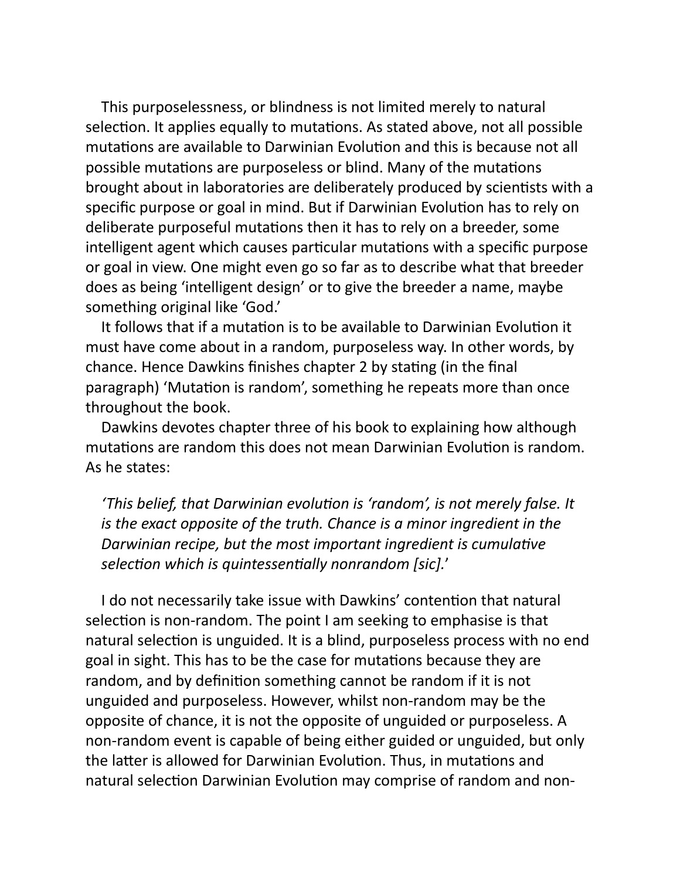This purposelessness, or blindness is not limited merely to natural selection. It applies equally to mutations. As stated above, not all possible mutations are available to Darwinian Evolution and this is because not all possible mutations are purposeless or blind. Many of the mutations brought about in laboratories are deliberately produced by scientists with a specific purpose or goal in mind. But if Darwinian Evolution has to rely on deliberate purposeful mutations then it has to rely on a breeder, some intelligent agent which causes particular mutations with a specific purpose or goal in view. One might even go so far as to describe what that breeder does as being 'intelligent design' or to give the breeder a name, maybe something original like 'God.'

It follows that if a mutation is to be available to Darwinian Evolution it must have come about in a random, purposeless way. In other words, by chance. Hence Dawkins finishes chapter 2 by stating (in the final paragraph) 'Mutation is random', something he repeats more than once throughout the book.

Dawkins devotes chapter three of his book to explaining how although mutations are random this does not mean Darwinian Evolution is random. As he states:

> *'This belief, that Darwinian evolution is 'random', is not merely false. It is the exact opposite of the truth. Chance is a minor ingredient in the Darwinian recipe, but the most important ingredient is cumulative selection which is quintessentially nonrandom [sic].*'

I do not necessarily take issue with Dawkins' contention that natural selection is non-random. The point I am seeking to emphasise is that natural selection is unguided. It is a blind, purposeless process with no end goal in sight. This has to be the case for mutations because they are random, and by definition something cannot be random if it is not unguided and purposeless. However, whilst non-random may be the opposite of chance, it is not the opposite of unguided or purposeless. A non-random event is capable of being either guided or unguided, but only the latter is allowed for Darwinian Evolution. Thus, in mutations and natural selection Darwinian Evolution may comprise of random and non-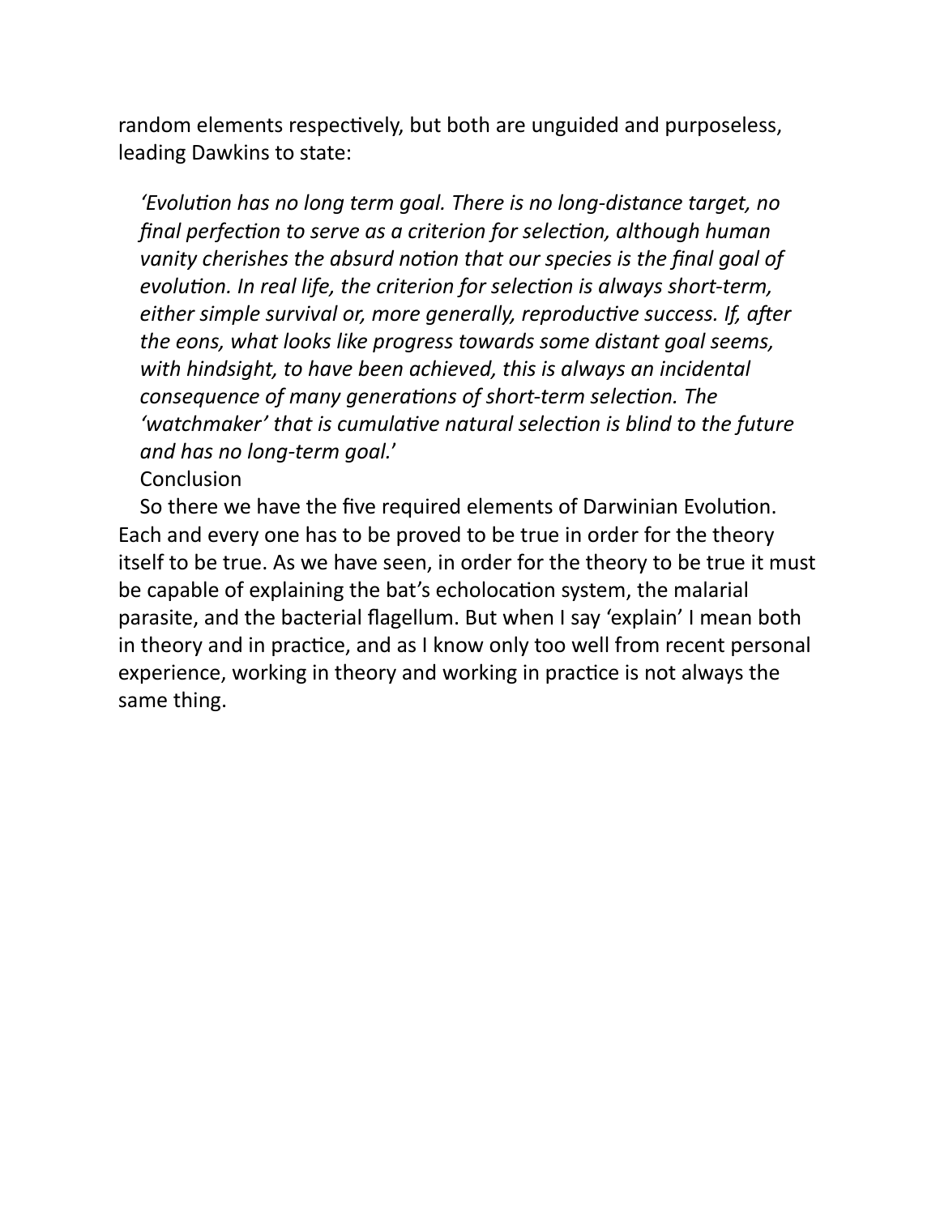random elements respectively, but both are unguided and purposeless, leading Dawkins to state:

> *'Evolution has no long term goal. There is no long-distance target, no final perfection to serve as a criterion for selection, although human vanity cherishes the absurd notion that our species is the final goal of evolution. In real life, the criterion for selection is always short-term, either simple survival or, more generally, reproductive success. If, after the eons, what looks like progress towards some distant goal seems, with hindsight, to have been achieved, this is always an incidental consequence of many generations of short-term selection. The 'watchmaker' that is cumulative natural selection is blind to the future and has no long-term goal.'*

## Conclusion

So there we have the five required elements of Darwinian Evolution. Each and every one has to be proved to be true in order for the theory itself to be true. As we have seen, in order for the theory to be true it must be capable of explaining the bat's echolocation system, the malarial parasite, and the bacterial flagellum. But when I say 'explain' I mean both in theory and in practice, and as I know only too well from recent personal experience, working in theory and working in practice is not always the same thing.